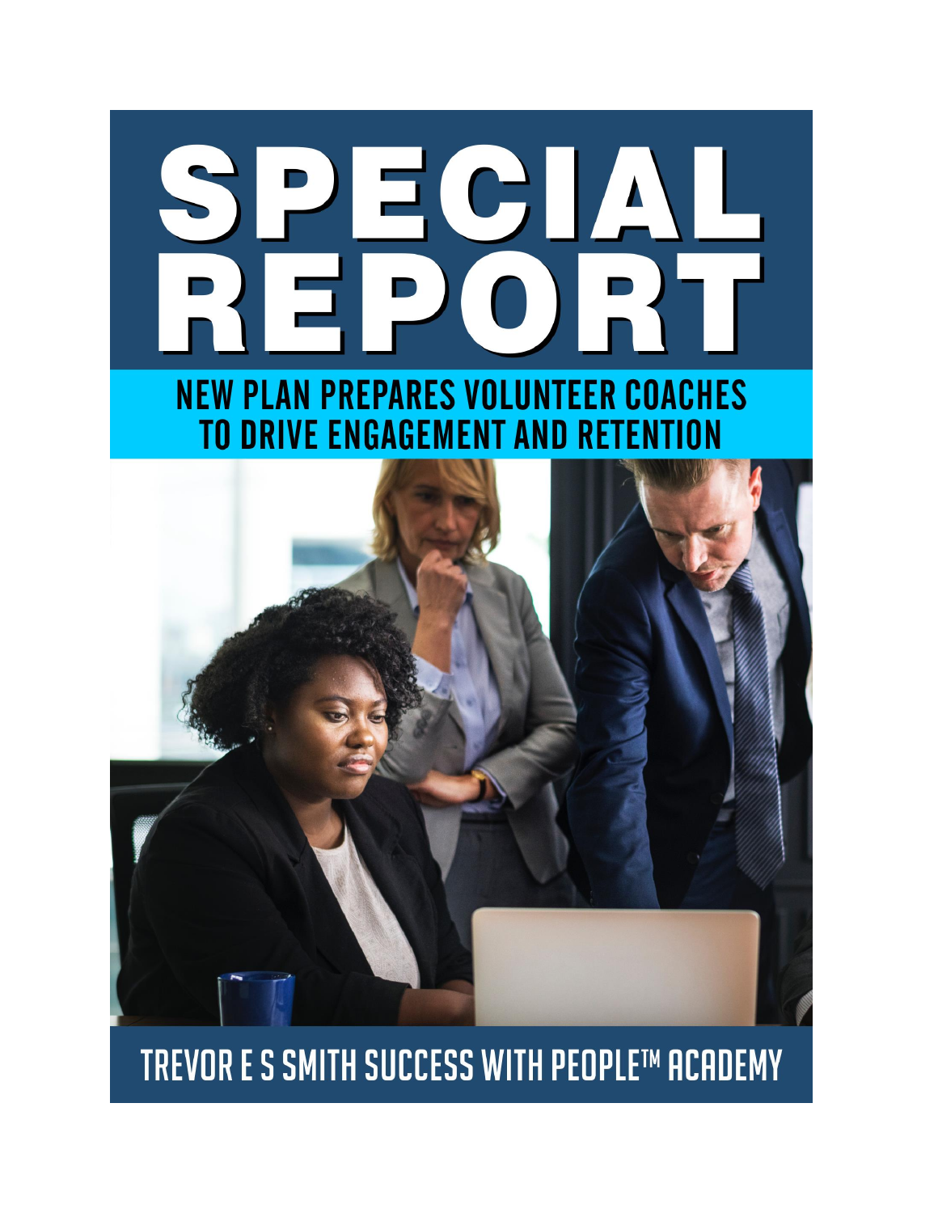# SPECIAL REPORT

## NEW PLAN PREPARES VOLUNTEER COACHES TO DRIVE ENGAGEMENT AND RETENTION

TREVOR E S SMITH SUCCESS WITH PEOPLE™ ACADEMY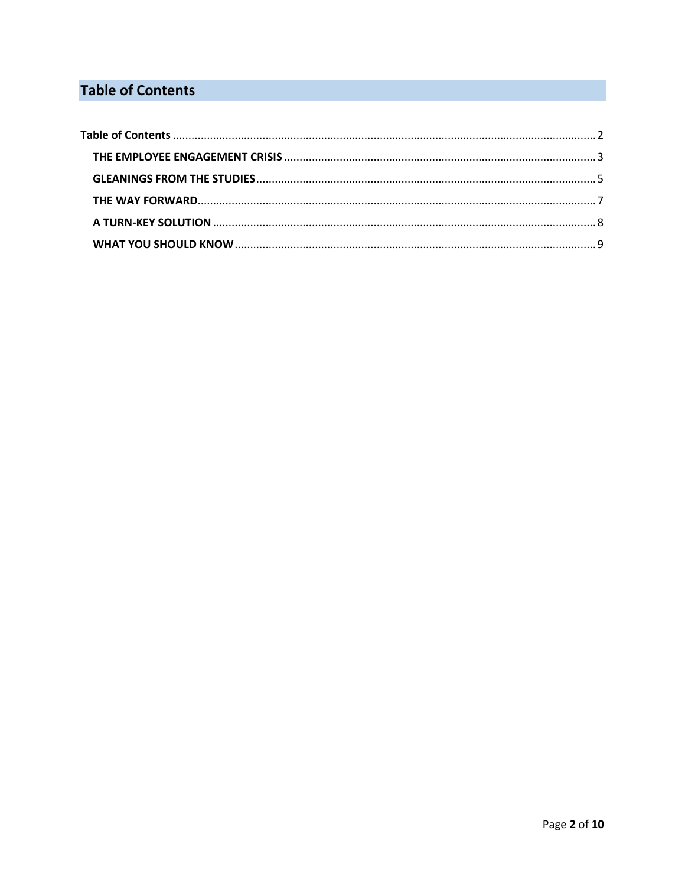# Table of Contents

- Table of Contents ........ 2
  - THE EMPLOYEE ENGAGEMENT CRISIS ........ 3
  - GLEANINGS FROM THE STUDIES ........ 5
  - THE WAY FORWARD ........ 7
  - A TURN-KEY SOLUTION ........ 8
  - WHAT YOU SHOULD KNOW ........ 9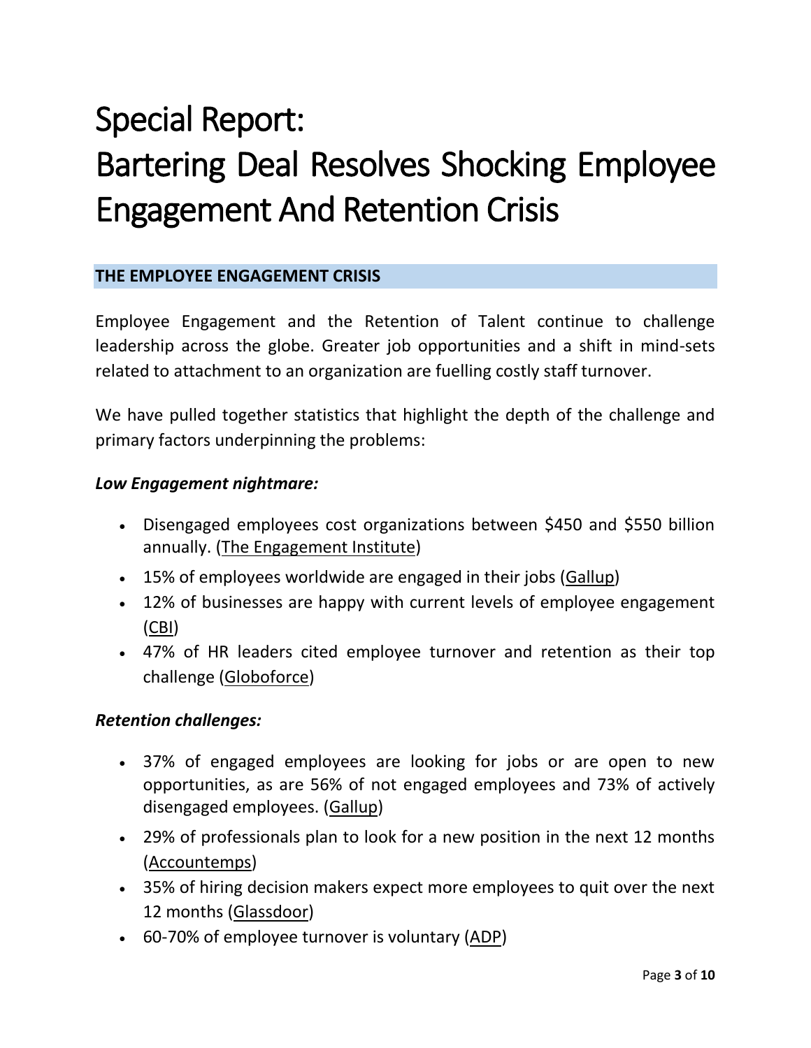# Special Report:
# Bartering Deal Resolves Shocking Employee Engagement And Retention Crisis

## THE EMPLOYEE ENGAGEMENT CRISIS

Employee Engagement and the Retention of Talent continue to challenge leadership across the globe. Greater job opportunities and a shift in mind-sets related to attachment to an organization are fuelling costly staff turnover.

We have pulled together statistics that highlight the depth of the challenge and primary factors underpinning the problems:

***Low Engagement nightmare:***

- Disengaged employees cost organizations between $450 and $550 billion annually. (The Engagement Institute)
- 15% of employees worldwide are engaged in their jobs (Gallup)
- 12% of businesses are happy with current levels of employee engagement (CBI)
- 47% of HR leaders cited employee turnover and retention as their top challenge (Globoforce)

***Retention challenges:***

- 37% of engaged employees are looking for jobs or are open to new opportunities, as are 56% of not engaged employees and 73% of actively disengaged employees. (Gallup)
- 29% of professionals plan to look for a new position in the next 12 months (Accountemps)
- 35% of hiring decision makers expect more employees to quit over the next 12 months (Glassdoor)
- 60-70% of employee turnover is voluntary (ADP)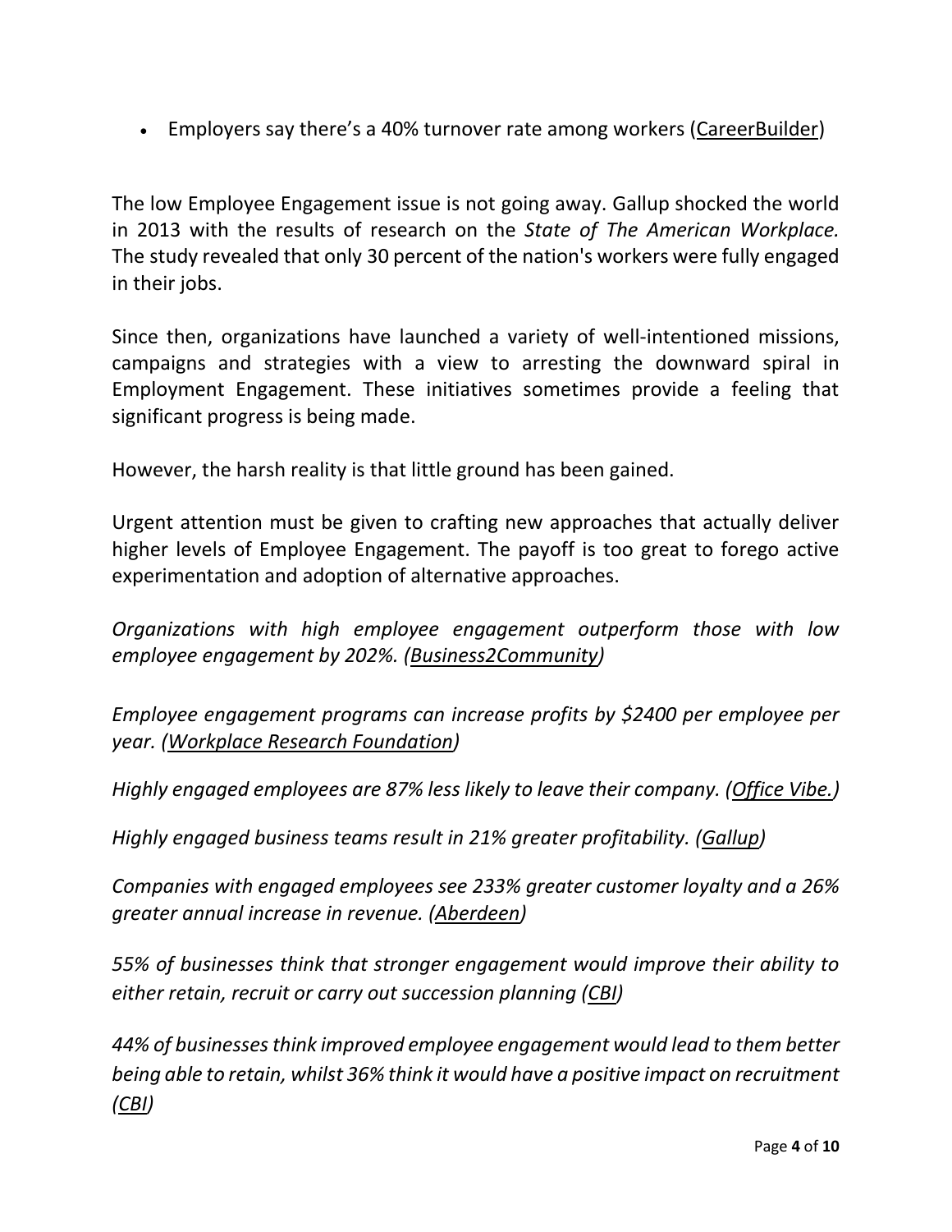- Employers say there's a 40% turnover rate among workers (CareerBuilder)

The low Employee Engagement issue is not going away. Gallup shocked the world in 2013 with the results of research on the *State of The American Workplace.* The study revealed that only 30 percent of the nation's workers were fully engaged in their jobs.

Since then, organizations have launched a variety of well-intentioned missions, campaigns and strategies with a view to arresting the downward spiral in Employment Engagement. These initiatives sometimes provide a feeling that significant progress is being made.

However, the harsh reality is that little ground has been gained.

Urgent attention must be given to crafting new approaches that actually deliver higher levels of Employee Engagement. The payoff is too great to forego active experimentation and adoption of alternative approaches.

*Organizations with high employee engagement outperform those with low employee engagement by 202%. (Business2Community)*

*Employee engagement programs can increase profits by $2400 per employee per year. (Workplace Research Foundation)*

*Highly engaged employees are 87% less likely to leave their company. (Office Vibe.)*

*Highly engaged business teams result in 21% greater profitability. (Gallup)*

*Companies with engaged employees see 233% greater customer loyalty and a 26% greater annual increase in revenue. (Aberdeen)*

*55% of businesses think that stronger engagement would improve their ability to either retain, recruit or carry out succession planning (CBI)*

*44% of businesses think improved employee engagement would lead to them better being able to retain, whilst 36% think it would have a positive impact on recruitment (CBI)*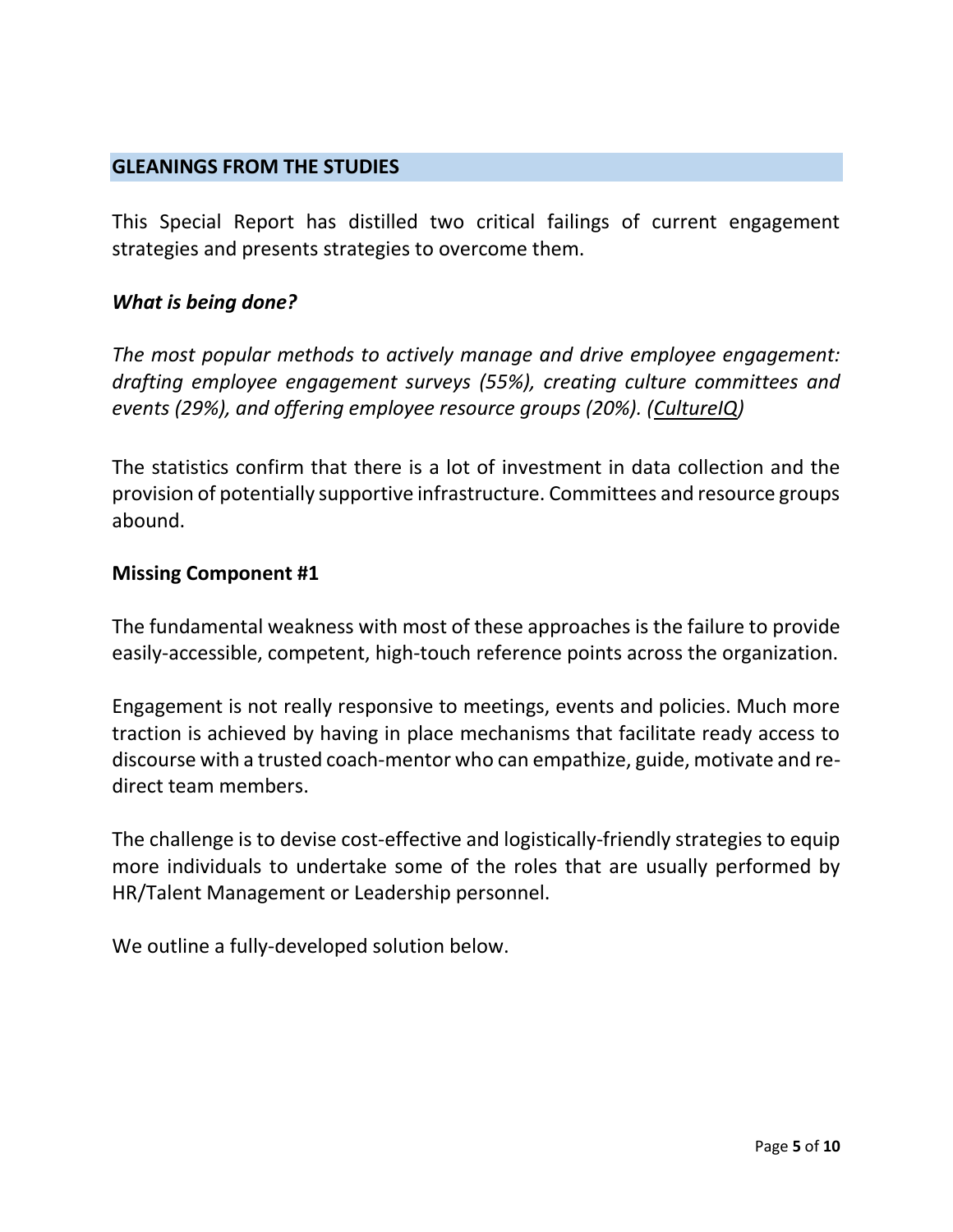## GLEANINGS FROM THE STUDIES

This Special Report has distilled two critical failings of current engagement strategies and presents strategies to overcome them.

### *What is being done?*

*The most popular methods to actively manage and drive employee engagement: drafting employee engagement surveys (55%), creating culture committees and events (29%), and offering employee resource groups (20%). (CultureIQ)*

The statistics confirm that there is a lot of investment in data collection and the provision of potentially supportive infrastructure. Committees and resource groups abound.

### Missing Component #1

The fundamental weakness with most of these approaches is the failure to provide easily-accessible, competent, high-touch reference points across the organization.

Engagement is not really responsive to meetings, events and policies. Much more traction is achieved by having in place mechanisms that facilitate ready access to discourse with a trusted coach-mentor who can empathize, guide, motivate and re-direct team members.

The challenge is to devise cost-effective and logistically-friendly strategies to equip more individuals to undertake some of the roles that are usually performed by HR/Talent Management or Leadership personnel.

We outline a fully-developed solution below.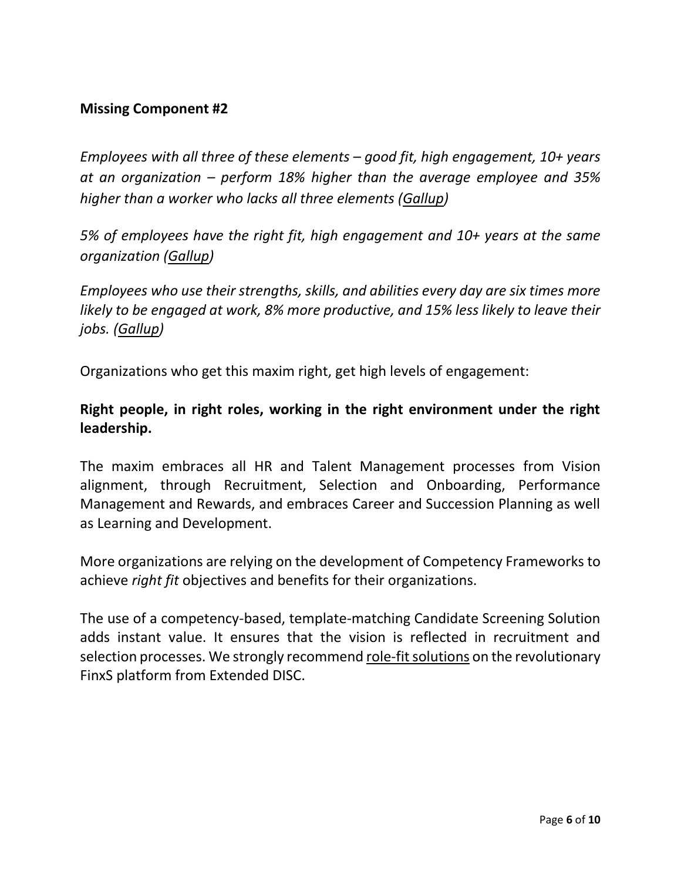**Missing Component #2**

*Employees with all three of these elements – good fit, high engagement, 10+ years at an organization – perform 18% higher than the average employee and 35% higher than a worker who lacks all three elements (Gallup)*

*5% of employees have the right fit, high engagement and 10+ years at the same organization (Gallup)*

*Employees who use their strengths, skills, and abilities every day are six times more likely to be engaged at work, 8% more productive, and 15% less likely to leave their jobs. (Gallup)*

Organizations who get this maxim right, get high levels of engagement:

**Right people, in right roles, working in the right environment under the right leadership.**

The maxim embraces all HR and Talent Management processes from Vision alignment, through Recruitment, Selection and Onboarding, Performance Management and Rewards, and embraces Career and Succession Planning as well as Learning and Development.

More organizations are relying on the development of Competency Frameworks to achieve *right fit* objectives and benefits for their organizations.

The use of a competency-based, template-matching Candidate Screening Solution adds instant value. It ensures that the vision is reflected in recruitment and selection processes. We strongly recommend role-fit solutions on the revolutionary FinxS platform from Extended DISC.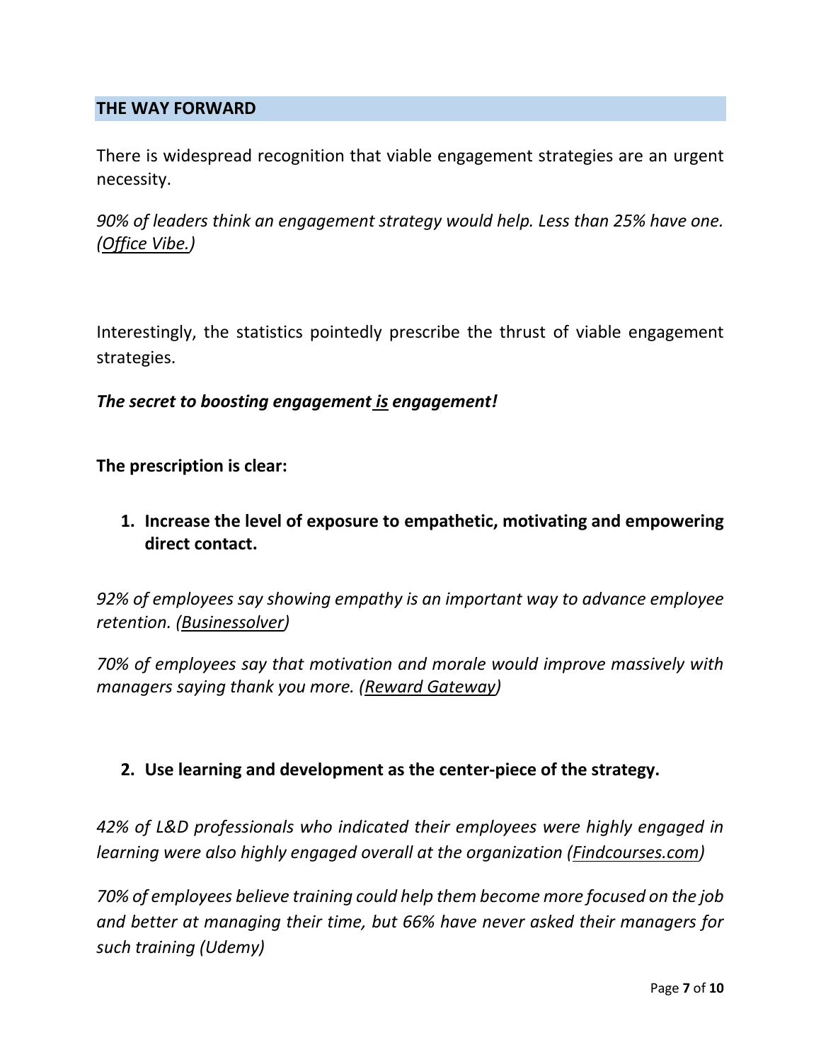## THE WAY FORWARD

There is widespread recognition that viable engagement strategies are an urgent necessity.

*90% of leaders think an engagement strategy would help. Less than 25% have one. (Office Vibe.)*

Interestingly, the statistics pointedly prescribe the thrust of viable engagement strategies.

***The secret to boosting engagement is engagement!***

**The prescription is clear:**

1. **Increase the level of exposure to empathetic, motivating and empowering direct contact.**

*92% of employees say showing empathy is an important way to advance employee retention. (Businessolver)*

*70% of employees say that motivation and morale would improve massively with managers saying thank you more. (Reward Gateway)*

2. **Use learning and development as the center-piece of the strategy.**

*42% of L&D professionals who indicated their employees were highly engaged in learning were also highly engaged overall at the organization (Findcourses.com)*

*70% of employees believe training could help them become more focused on the job and better at managing their time, but 66% have never asked their managers for such training (Udemy)*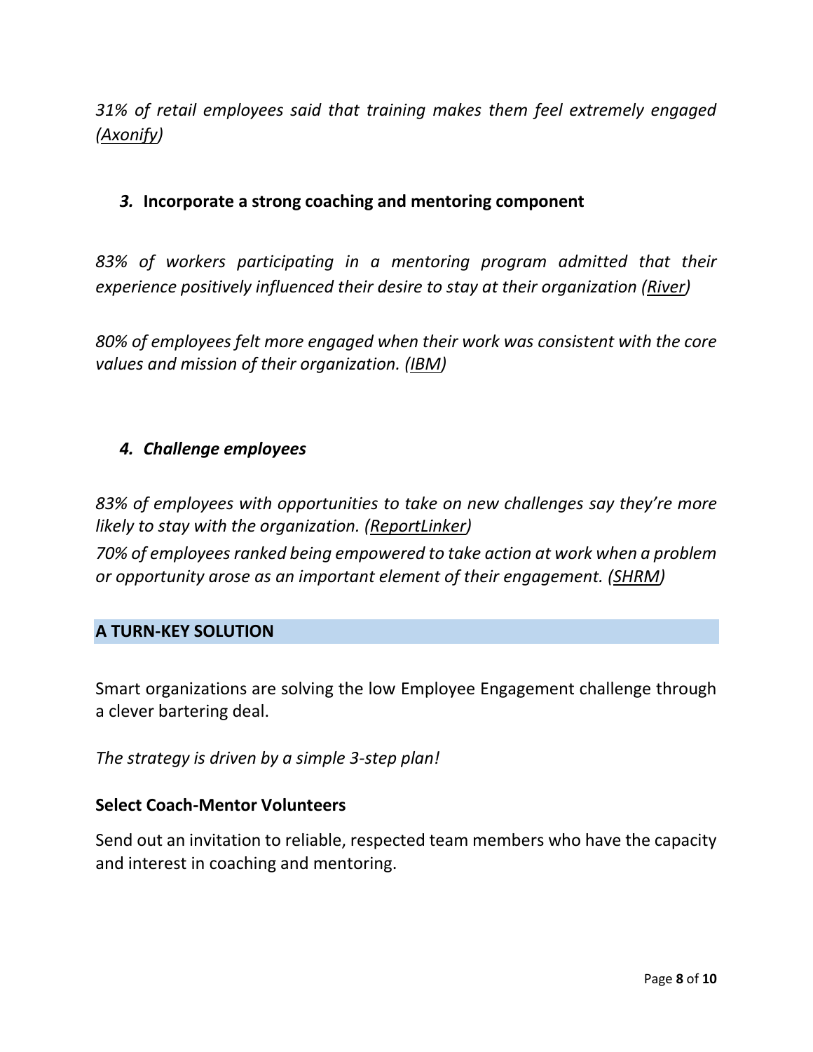*31% of retail employees said that training makes them feel extremely engaged (Axonify)*

### ***3.*** **Incorporate a strong coaching and mentoring component**

*83% of workers participating in a mentoring program admitted that their experience positively influenced their desire to stay at their organization (River)*

*80% of employees felt more engaged when their work was consistent with the core values and mission of their organization. (IBM)*

### ***4. Challenge employees***

*83% of employees with opportunities to take on new challenges say they're more likely to stay with the organization. (ReportLinker)*

*70% of employees ranked being empowered to take action at work when a problem or opportunity arose as an important element of their engagement. (SHRM)*

## A TURN-KEY SOLUTION

Smart organizations are solving the low Employee Engagement challenge through a clever bartering deal.

*The strategy is driven by a simple 3-step plan!*

**Select Coach-Mentor Volunteers**

Send out an invitation to reliable, respected team members who have the capacity and interest in coaching and mentoring.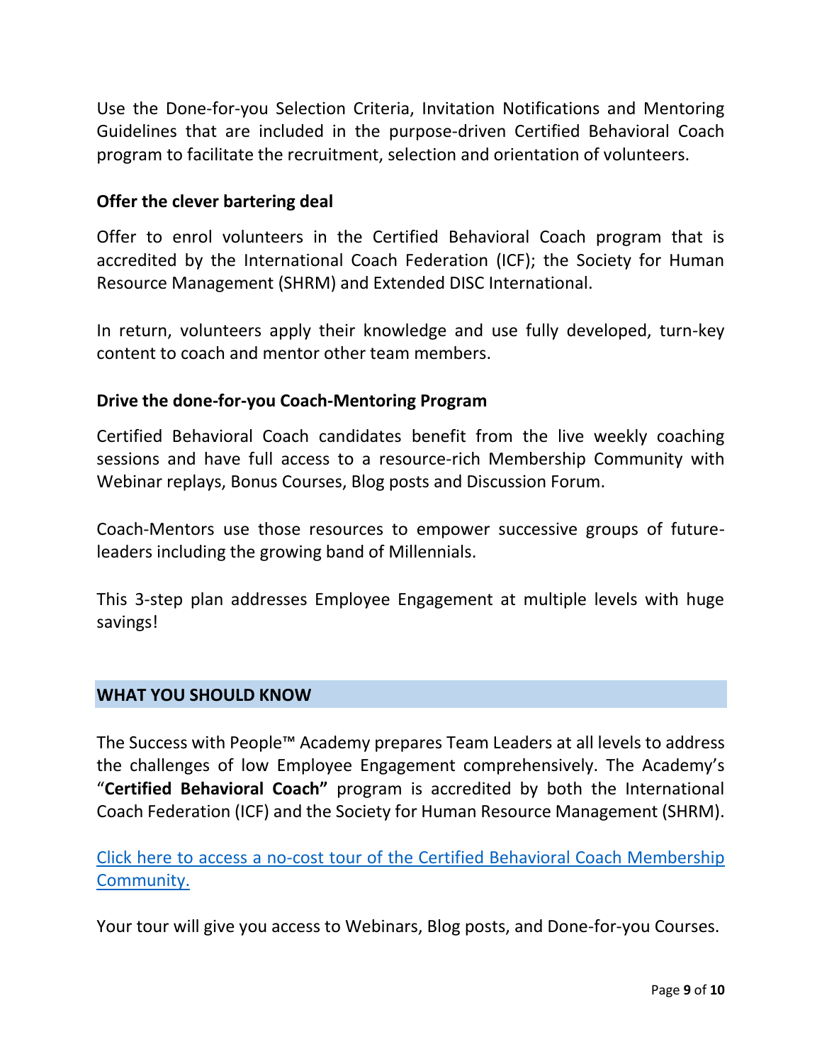Use the Done-for-you Selection Criteria, Invitation Notifications and Mentoring Guidelines that are included in the purpose-driven Certified Behavioral Coach program to facilitate the recruitment, selection and orientation of volunteers.

**Offer the clever bartering deal**

Offer to enrol volunteers in the Certified Behavioral Coach program that is accredited by the International Coach Federation (ICF); the Society for Human Resource Management (SHRM) and Extended DISC International.

In return, volunteers apply their knowledge and use fully developed, turn-key content to coach and mentor other team members.

**Drive the done-for-you Coach-Mentoring Program**

Certified Behavioral Coach candidates benefit from the live weekly coaching sessions and have full access to a resource-rich Membership Community with Webinar replays, Bonus Courses, Blog posts and Discussion Forum.

Coach-Mentors use those resources to empower successive groups of future-leaders including the growing band of Millennials.

This 3-step plan addresses Employee Engagement at multiple levels with huge savings!

## WHAT YOU SHOULD KNOW

The Success with People™ Academy prepares Team Leaders at all levels to address the challenges of low Employee Engagement comprehensively. The Academy's "**Certified Behavioral Coach"** program is accredited by both the International Coach Federation (ICF) and the Society for Human Resource Management (SHRM).

Click here to access a no-cost tour of the Certified Behavioral Coach Membership Community.

Your tour will give you access to Webinars, Blog posts, and Done-for-you Courses.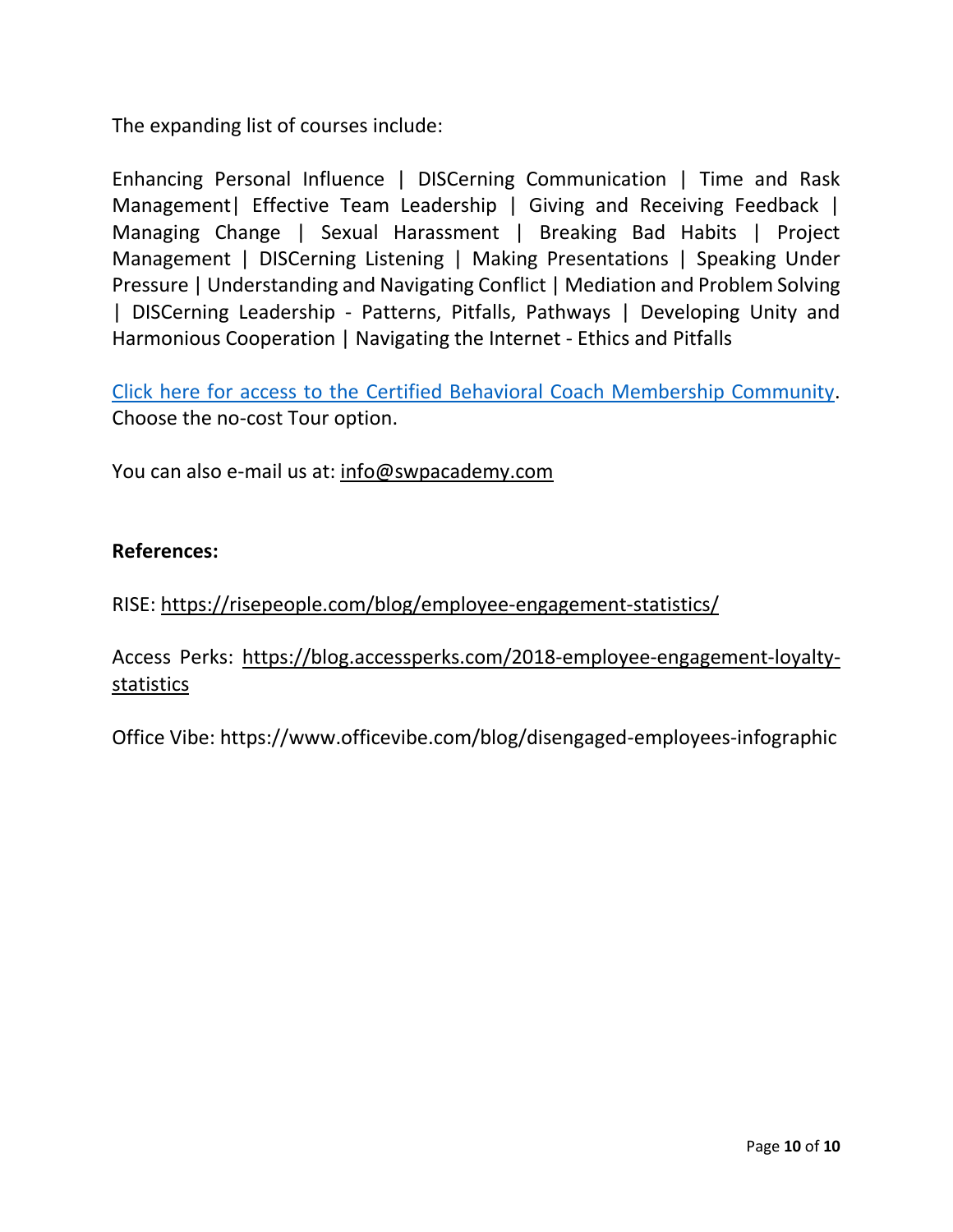The expanding list of courses include:

Enhancing Personal Influence | DISCerning Communication | Time and Rask Management| Effective Team Leadership | Giving and Receiving Feedback | Managing Change | Sexual Harassment | Breaking Bad Habits | Project Management | DISCerning Listening | Making Presentations | Speaking Under Pressure | Understanding and Navigating Conflict | Mediation and Problem Solving | DISCerning Leadership - Patterns, Pitfalls, Pathways | Developing Unity and Harmonious Cooperation | Navigating the Internet - Ethics and Pitfalls

Click here for access to the Certified Behavioral Coach Membership Community. Choose the no-cost Tour option.

You can also e-mail us at: info@swpacademy.com

**References:**

RISE: https://risepeople.com/blog/employee-engagement-statistics/

Access Perks: https://blog.accessperks.com/2018-employee-engagement-loyalty-statistics

Office Vibe: https://www.officevibe.com/blog/disengaged-employees-infographic